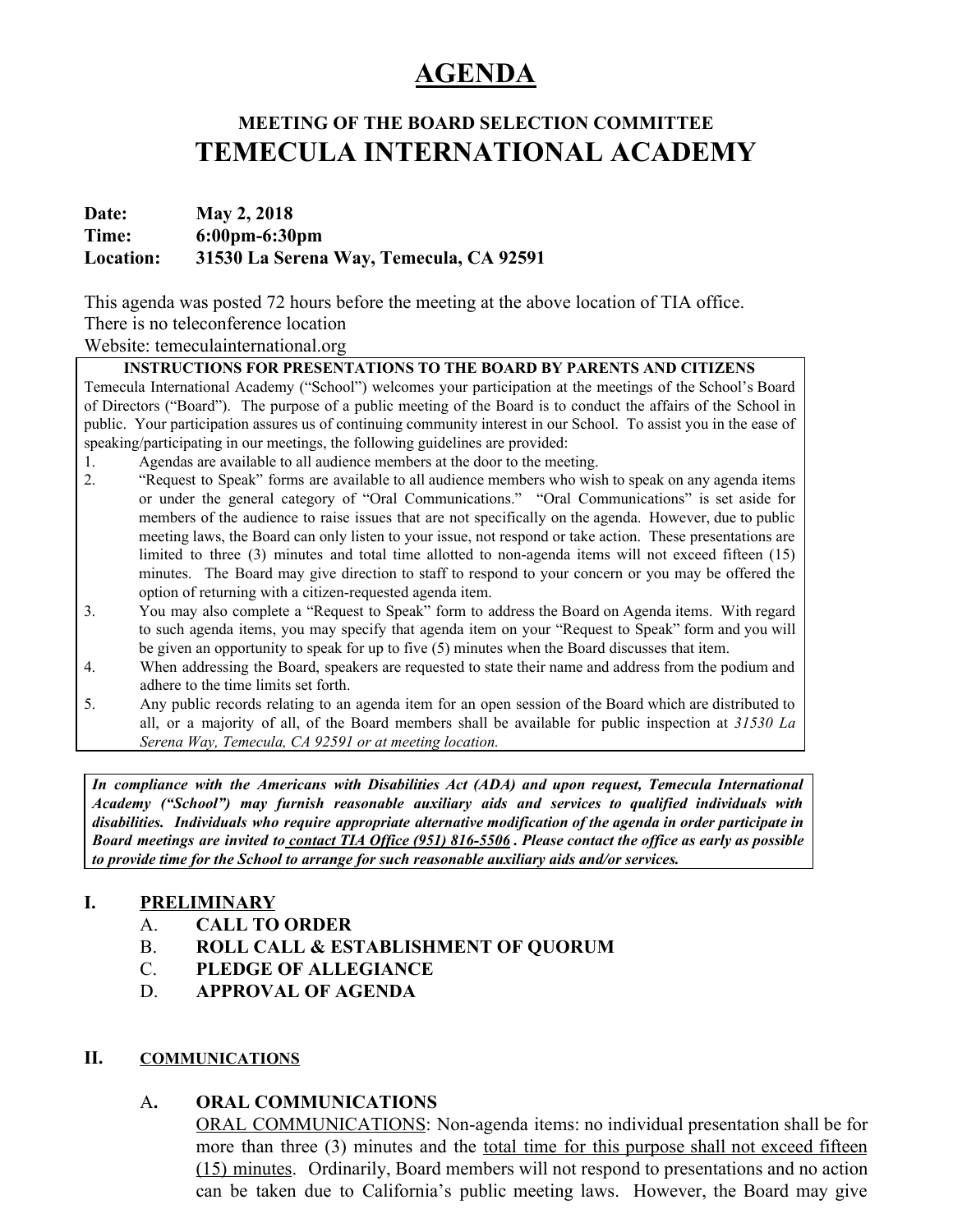# AGENDA

## MEETING OF THE BOARD SELECTION COMMITTEE
## TEMECULA INTERNATIONAL ACADEMY

**Date:** May 2, 2018
**Time:** 6:00pm-6:30pm
**Location:** 31530 La Serena Way, Temecula, CA 92591

This agenda was posted 72 hours before the meeting at the above location of TIA office.
There is no teleconference location
Website: temeculainternational.org

**INSTRUCTIONS FOR PRESENTATIONS TO THE BOARD BY PARENTS AND CITIZENS**

Temecula International Academy ("School") welcomes your participation at the meetings of the School's Board of Directors ("Board"). The purpose of a public meeting of the Board is to conduct the affairs of the School in public. Your participation assures us of continuing community interest in our School. To assist you in the ease of speaking/participating in our meetings, the following guidelines are provided:

1. Agendas are available to all audience members at the door to the meeting.
2. "Request to Speak" forms are available to all audience members who wish to speak on any agenda items or under the general category of "Oral Communications." "Oral Communications" is set aside for members of the audience to raise issues that are not specifically on the agenda. However, due to public meeting laws, the Board can only listen to your issue, not respond or take action. These presentations are limited to three (3) minutes and total time allotted to non-agenda items will not exceed fifteen (15) minutes. The Board may give direction to staff to respond to your concern or you may be offered the option of returning with a citizen-requested agenda item.
3. You may also complete a "Request to Speak" form to address the Board on Agenda items. With regard to such agenda items, you may specify that agenda item on your "Request to Speak" form and you will be given an opportunity to speak for up to five (5) minutes when the Board discusses that item.
4. When addressing the Board, speakers are requested to state their name and address from the podium and adhere to the time limits set forth.
5. Any public records relating to an agenda item for an open session of the Board which are distributed to all, or a majority of all, of the Board members shall be available for public inspection at *31530 La Serena Way, Temecula, CA 92591 or at meeting location.*

***In compliance with the Americans with Disabilities Act (ADA) and upon request, Temecula International Academy ("School") may furnish reasonable auxiliary aids and services to qualified individuals with disabilities. Individuals who require appropriate alternative modification of the agenda in order participate in Board meetings are invited to contact TIA Office (951) 816-5506 . Please contact the office as early as possible to provide time for the School to arrange for such reasonable auxiliary aids and/or services.***

### I. PRELIMINARY

A. **CALL TO ORDER**
B. **ROLL CALL & ESTABLISHMENT OF QUORUM**
C. **PLEDGE OF ALLEGIANCE**
D. **APPROVAL OF AGENDA**

### II. COMMUNICATIONS

A. **ORAL COMMUNICATIONS**

ORAL COMMUNICATIONS: Non-agenda items: no individual presentation shall be for more than three (3) minutes and the total time for this purpose shall not exceed fifteen (15) minutes. Ordinarily, Board members will not respond to presentations and no action can be taken due to California's public meeting laws. However, the Board may give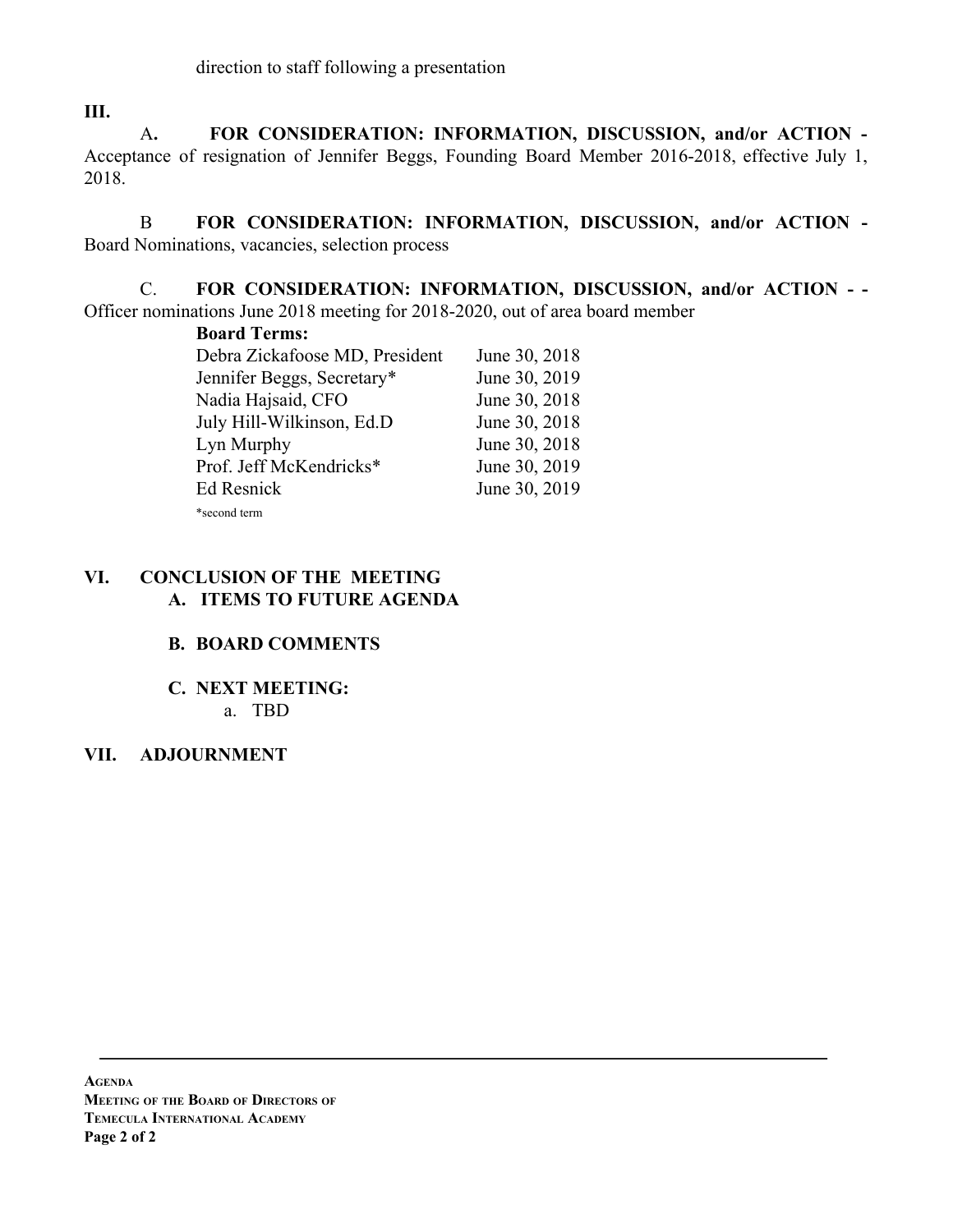direction to staff following a presentation

**III.**

A**.** **FOR CONSIDERATION: INFORMATION, DISCUSSION, and/or ACTION -** Acceptance of resignation of Jennifer Beggs, Founding Board Member 2016-2018, effective July 1, 2018.

B **FOR CONSIDERATION: INFORMATION, DISCUSSION, and/or ACTION -** Board Nominations, vacancies, selection process

C. **FOR CONSIDERATION: INFORMATION, DISCUSSION, and/or ACTION - -** Officer nominations June 2018 meeting for 2018-2020, out of area board member

**Board Terms:**

| | |
|---|---|
| Debra Zickafoose MD, President | June 30, 2018 |
| Jennifer Beggs, Secretary* | June 30, 2019 |
| Nadia Hajsaid, CFO | June 30, 2018 |
| July Hill-Wilkinson, Ed.D | June 30, 2018 |
| Lyn Murphy | June 30, 2018 |
| Prof. Jeff McKendricks* | June 30, 2019 |
| Ed Resnick | June 30, 2019 |

*second term

## VI. CONCLUSION OF THE MEETING

**A. ITEMS TO FUTURE AGENDA**

**B. BOARD COMMENTS**

**C. NEXT MEETING:**

a. TBD

## VII. ADJOURNMENT